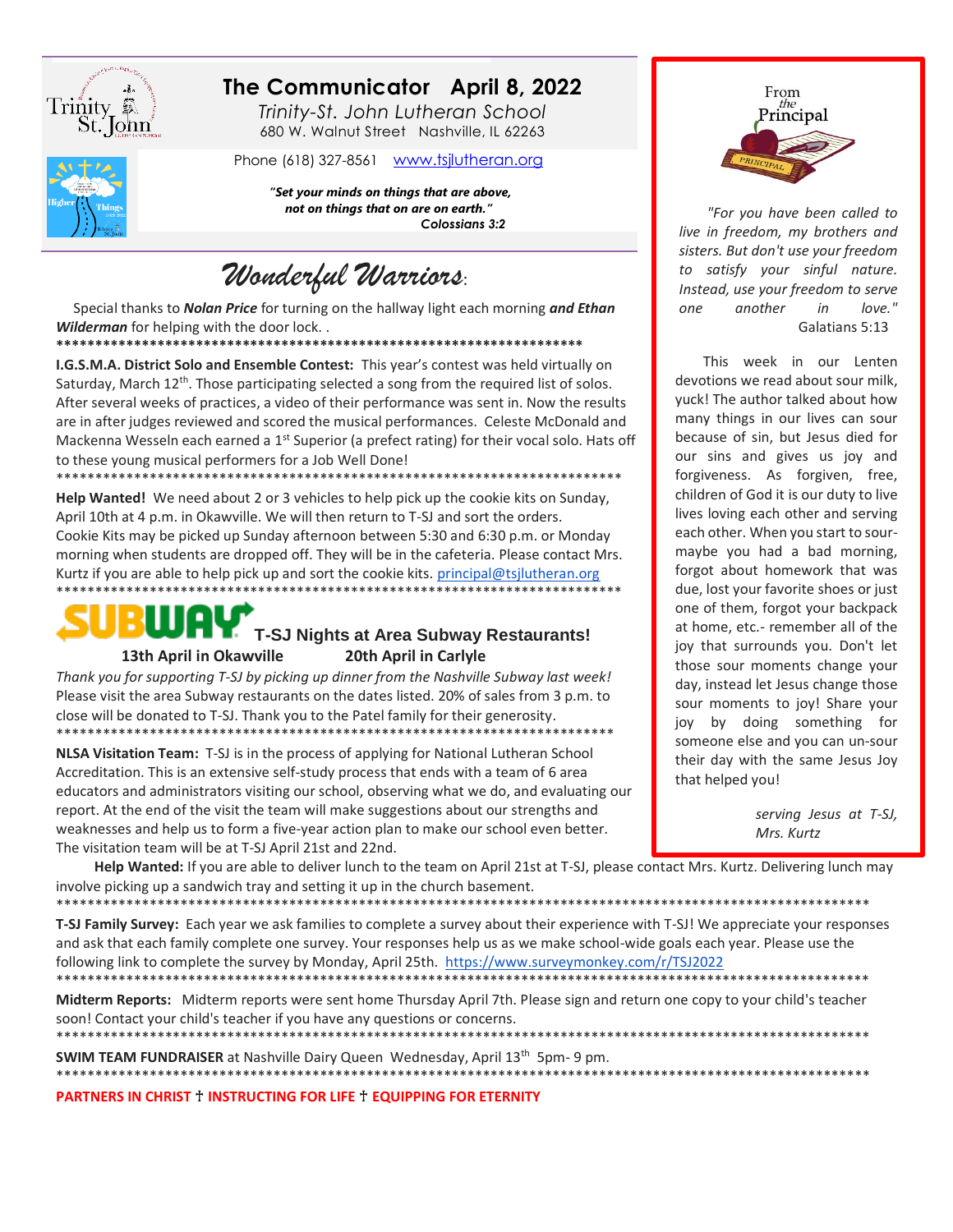# The Communicator April 8, 2022

*Trinity-St. John Lutheran School*
680 W. Walnut Street Nashville, IL 62263
Phone (618) 327-8561 www.tsjlutheran.org

***"Set your minds on things that are above, not on things that on are on earth."***
***Colossians 3:2***

## *Wonderful Warriors*:

Special thanks to ***Nolan Price*** for turning on the hallway light each morning ***and Ethan Wilderman*** for helping with the door lock. .

**************************************************************************

**I.G.S.M.A. District Solo and Ensemble Contest:** This year's contest was held virtually on Saturday, March 12th. Those participating selected a song from the required list of solos. After several weeks of practices, a video of their performance was sent in. Now the results are in after judges reviewed and scored the musical performances. Celeste McDonald and Mackenna Wesseln each earned a 1st Superior (a prefect rating) for their vocal solo. Hats off to these young musical performers for a Job Well Done!

**************************************************************************

**Help Wanted!** We need about 2 or 3 vehicles to help pick up the cookie kits on Sunday, April 10th at 4 p.m. in Okawville. We will then return to T-SJ and sort the orders. Cookie Kits may be picked up Sunday afternoon between 5:30 and 6:30 p.m. or Monday morning when students are dropped off. They will be in the cafeteria. Please contact Mrs. Kurtz if you are able to help pick up and sort the cookie kits. principal@tsjlutheran.org

**************************************************************************

**SUBWAY T-SJ Nights at Area Subway Restaurants!**

**13th April in Okawville** **20th April in Carlyle**

*Thank you for supporting T-SJ by picking up dinner from the Nashville Subway last week!* Please visit the area Subway restaurants on the dates listed. 20% of sales from 3 p.m. to close will be donated to T-SJ. Thank you to the Patel family for their generosity.

**************************************************************************

**NLSA Visitation Team:** T-SJ is in the process of applying for National Lutheran School Accreditation. This is an extensive self-study process that ends with a team of 6 area educators and administrators visiting our school, observing what we do, and evaluating our report. At the end of the visit the team will make suggestions about our strengths and weaknesses and help us to form a five-year action plan to make our school even better. The visitation team will be at T-SJ April 21st and 22nd.

**Help Wanted:** If you are able to deliver lunch to the team on April 21st at T-SJ, please contact Mrs. Kurtz. Delivering lunch may involve picking up a sandwich tray and setting it up in the church basement.

**************************************************************************

**T-SJ Family Survey:** Each year we ask families to complete a survey about their experience with T-SJ! We appreciate your responses and ask that each family complete one survey. Your responses help us as we make school-wide goals each year. Please use the following link to complete the survey by Monday, April 25th. https://www.surveymonkey.com/r/TSJ2022

**************************************************************************

**Midterm Reports:** Midterm reports were sent home Thursday April 7th. Please sign and return one copy to your child's teacher soon! Contact your child's teacher if you have any questions or concerns.

**************************************************************************

**SWIM TEAM FUNDRAISER** at Nashville Dairy Queen Wednesday, April 13th 5pm- 9 pm.

**************************************************************************

**PARTNERS IN CHRIST † INSTRUCTING FOR LIFE † EQUIPPING FOR ETERNITY**

---

## From the Principal

*"For you have been called to live in freedom, my brothers and sisters. But don't use your freedom to satisfy your sinful nature. Instead, use your freedom to serve one another in love."*
Galatians 5:13

This week in our Lenten devotions we read about sour milk, yuck! The author talked about how many things in our lives can sour because of sin, but Jesus died for our sins and gives us joy and forgiveness. As forgiven, free, children of God it is our duty to live lives loving each other and serving each other. When you start to sour-maybe you had a bad morning, forgot about homework that was due, lost your favorite shoes or just one of them, forgot your backpack at home, etc.- remember all of the joy that surrounds you. Don't let those sour moments change your day, instead let Jesus change those sour moments to joy! Share your joy by doing something for someone else and you can un-sour their day with the same Jesus Joy that helped you!

*serving Jesus at T-SJ,*
*Mrs. Kurtz*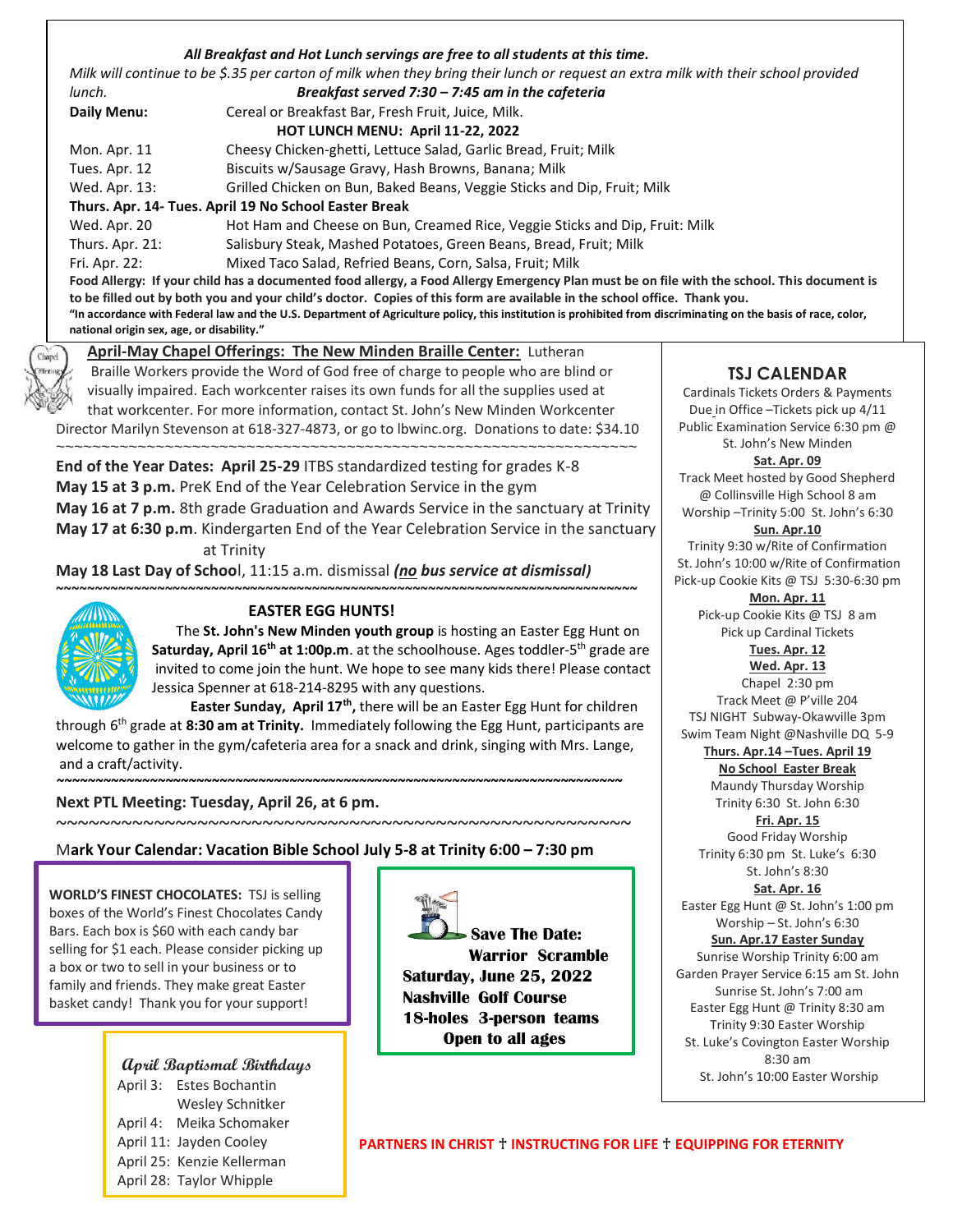***All Breakfast and Hot Lunch servings are free to all students at this time.***

*Milk will continue to be $.35 per carton of milk when they bring their lunch or request an extra milk with their school provided lunch.*

***Breakfast served 7:30 – 7:45 am in the cafeteria***

**Daily Menu:** Cereal or Breakfast Bar, Fresh Fruit, Juice, Milk.

**HOT LUNCH MENU: April 11-22, 2022**

| | |
|---|---|
| Mon. Apr. 11 | Cheesy Chicken-ghetti, Lettuce Salad, Garlic Bread, Fruit; Milk |
| Tues. Apr. 12 | Biscuits w/Sausage Gravy, Hash Browns, Banana; Milk |
| Wed. Apr. 13: | Grilled Chicken on Bun, Baked Beans, Veggie Sticks and Dip, Fruit; Milk |
| **Thurs. Apr. 14- Tues. April 19 No School Easter Break** | |
| Wed. Apr. 20 | Hot Ham and Cheese on Bun, Creamed Rice, Veggie Sticks and Dip, Fruit: Milk |
| Thurs. Apr. 21: | Salisbury Steak, Mashed Potatoes, Green Beans, Bread, Fruit; Milk |
| Fri. Apr. 22: | Mixed Taco Salad, Refried Beans, Corn, Salsa, Fruit; Milk |

**Food Allergy: If your child has a documented food allergy, a Food Allergy Emergency Plan must be on file with the school. This document is to be filled out by both you and your child's doctor. Copies of this form are available in the school office. Thank you.**

**"In accordance with Federal law and the U.S. Department of Agriculture policy, this institution is prohibited from discriminating on the basis of race, color, national origin sex, age, or disability."**

**April-May Chapel Offerings: The New Minden Braille Center:** Lutheran Braille Workers provide the Word of God free of charge to people who are blind or visually impaired. Each workcenter raises its own funds for all the supplies used at that workcenter. For more information, contact St. John's New Minden Workcenter Director Marilyn Stevenson at 618-327-4873, or go to lbwinc.org. Donations to date: $34.10

~~~~~~~~~~~~~~~~~~~~~~~~~~~~~~~~~~~~~~~~~~~~~~~~~~~~~~~~~~~~~~~~~~~~~~~~

**End of the Year Dates: April 25-29** ITBS standardized testing for grades K-8

**May 15 at 3 p.m.** PreK End of the Year Celebration Service in the gym

**May 16 at 7 p.m.** 8th grade Graduation and Awards Service in the sanctuary at Trinity

**May 17 at 6:30 p.m**. Kindergarten End of the Year Celebration Service in the sanctuary at Trinity

**May 18 Last Day of Schoo**l, 11:15 a.m. dismissal ***(no bus service at dismissal)***

~~~~~~~~~~~~~~~~~~~~~~~~~~~~~~~~~~~~~~~~~~~~~~~~~~~~~~~~~~~~~~~~~~~~~~~~

**EASTER EGG HUNTS!**

The **St. John's New Minden youth group** is hosting an Easter Egg Hunt on **Saturday, April 16th at 1:00p.m**. at the schoolhouse. Ages toddler-5th grade are invited to come join the hunt. We hope to see many kids there! Please contact Jessica Spenner at 618-214-8295 with any questions.

**Easter Sunday, April 17th**, there will be an Easter Egg Hunt for children through 6th grade at **8:30 am at Trinity.** Immediately following the Egg Hunt, participants are welcome to gather in the gym/cafeteria area for a snack and drink, singing with Mrs. Lange, and a craft/activity.

~~~~~~~~~~~~~~~~~~~~~~~~~~~~~~~~~~~~~~~~~~~~~~~~~~~~~~~~~~~~~~~~~~~~~~~~

**Next PTL Meeting: Tuesday, April 26, at 6 pm.**

~~~~~~~~~~~~~~~~~~~~~~~~~~~~~~~~~~~~~~~~~~~~~~~~~~~~~~~~~~~~~~~~~~~~~~~~

M**ark Your Calendar: Vacation Bible School July 5-8 at Trinity 6:00 – 7:30 pm**

**WORLD'S FINEST CHOCOLATES:** TSJ is selling boxes of the World's Finest Chocolates Candy Bars. Each box is $60 with each candy bar selling for $1 each. Please consider picking up a box or two to sell in your business or to family and friends. They make great Easter basket candy! Thank you for your support!

**Save The Date:**
**Warrior Scramble**
**Saturday, June 25, 2022**
**Nashville Golf Course**
**18-holes 3-person teams**
**Open to all ages**

***April Baptismal Birthdays***

April 3: Estes Bochantin
Wesley Schnitker
April 4: Meika Schomaker
April 11: Jayden Cooley
April 25: Kenzie Kellerman
April 28: Taylor Whipple

## TSJ CALENDAR

Cardinals Tickets Orders & Payments Due in Office –Tickets pick up 4/11
Public Examination Service 6:30 pm @ St. John's New Minden

**Sat. Apr. 09**
Track Meet hosted by Good Shepherd @ Collinsville High School 8 am
Worship –Trinity 5:00 St. John's 6:30

**Sun. Apr.10**
Trinity 9:30 w/Rite of Confirmation
St. John's 10:00 w/Rite of Confirmation
Pick-up Cookie Kits @ TSJ 5:30-6:30 pm

**Mon. Apr. 11**
Pick-up Cookie Kits @ TSJ 8 am
Pick up Cardinal Tickets

**Tues. Apr. 12**

**Wed. Apr. 13**
Chapel 2:30 pm
Track Meet @ P'ville 204
TSJ NIGHT Subway-Okawville 3pm
Swim Team Night @Nashville DQ 5-9

**Thurs. Apr.14 –Tues. April 19**
**No School Easter Break**
Maundy Thursday Worship
Trinity 6:30 St. John 6:30

**Fri. Apr. 15**
Good Friday Worship
Trinity 6:30 pm St. Luke's 6:30
St. John's 8:30

**Sat. Apr. 16**
Easter Egg Hunt @ St. John's 1:00 pm
Worship – St. John's 6:30

**Sun. Apr.17 Easter Sunday**
Sunrise Worship Trinity 6:00 am
Garden Prayer Service 6:15 am St. John
Sunrise St. John's 7:00 am
Easter Egg Hunt @ Trinity 8:30 am
Trinity 9:30 Easter Worship
St. Luke's Covington Easter Worship 8:30 am
St. John's 10:00 Easter Worship

**PARTNERS IN CHRIST ☦ INSTRUCTING FOR LIFE ☦ EQUIPPING FOR ETERNITY**